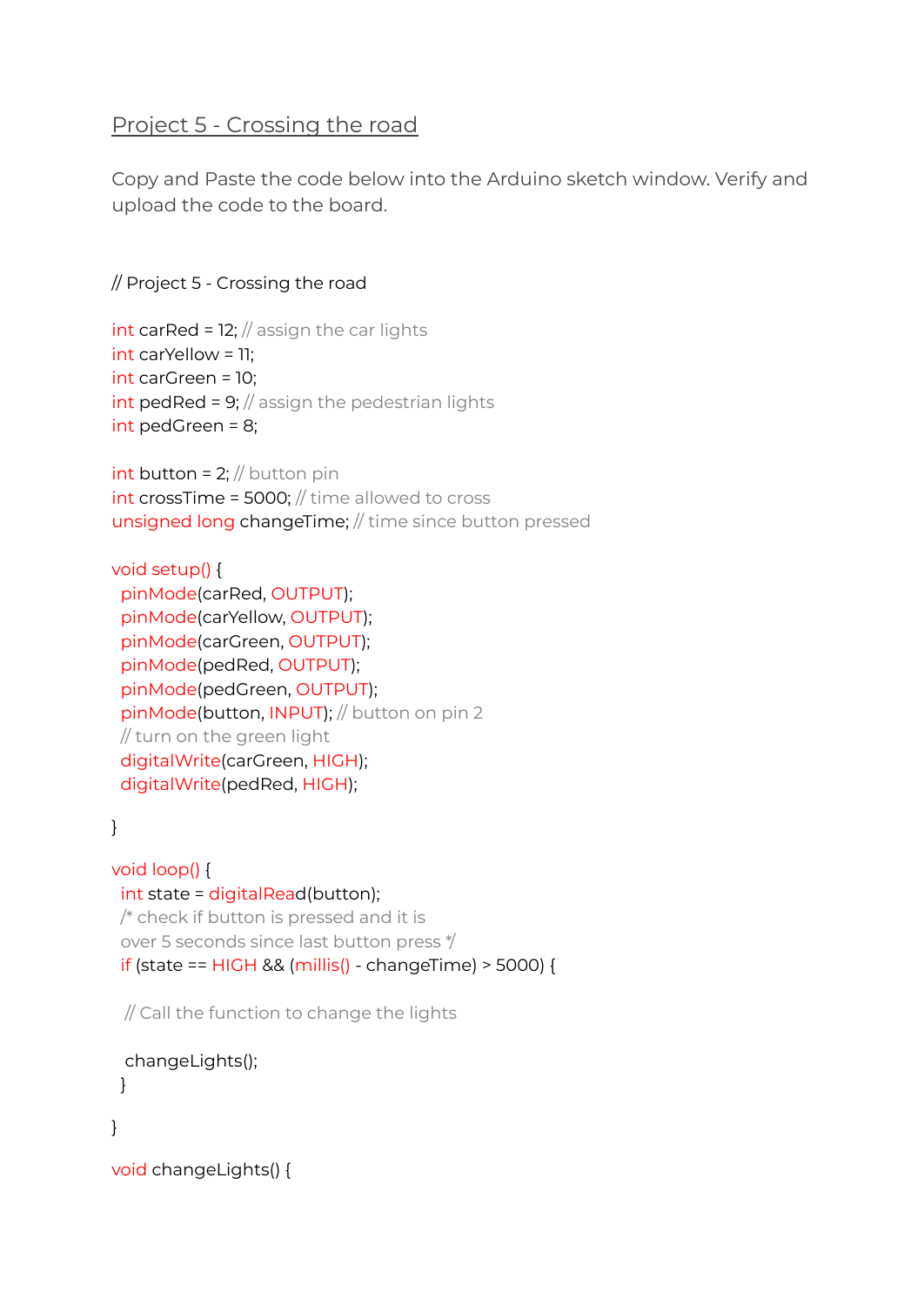## Project 5 - Crossing the road

Copy and Paste the code below into the Arduino sketch window. Verify and upload the code to the board.

```
// Project 5 - Crossing the road

int carRed = 12; // assign the car lights
int carYellow = 11;
int carGreen = 10;
int pedRed = 9; // assign the pedestrian lights
int pedGreen = 8;

int button = 2; // button pin
int crossTime = 5000; // time allowed to cross
unsigned long changeTime; // time since button pressed

void setup() {
 pinMode(carRed, OUTPUT);
 pinMode(carYellow, OUTPUT);
 pinMode(carGreen, OUTPUT);
 pinMode(pedRed, OUTPUT);
 pinMode(pedGreen, OUTPUT);
 pinMode(button, INPUT); // button on pin 2
 // turn on the green light
 digitalWrite(carGreen, HIGH);
 digitalWrite(pedRed, HIGH);

}

void loop() {
 int state = digitalRead(button);
 /* check if button is pressed and it is
 over 5 seconds since last button press */
 if (state == HIGH && (millis() - changeTime) > 5000) {

  // Call the function to change the lights

  changeLights();
 }

}

void changeLights() {
```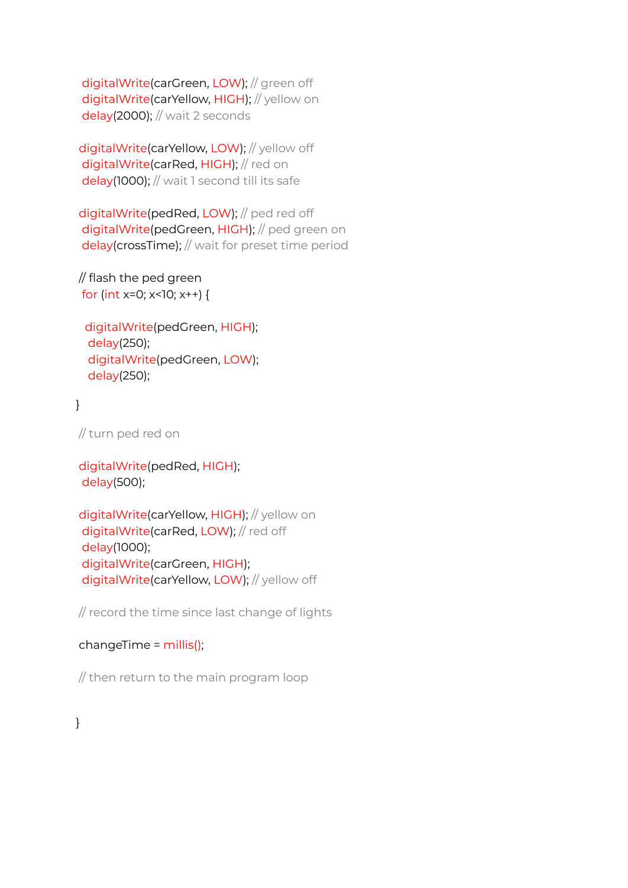```
  digitalWrite(carGreen, LOW); // green off
  digitalWrite(carYellow, HIGH); // yellow on
  delay(2000); // wait 2 seconds

 digitalWrite(carYellow, LOW); // yellow off
  digitalWrite(carRed, HIGH); // red on
  delay(1000); // wait 1 second till its safe

 digitalWrite(pedRed, LOW); // ped red off
  digitalWrite(pedGreen, HIGH); // ped green on
  delay(crossTime); // wait for preset time period

 // flash the ped green
  for (int x=0; x<10; x++) {

   digitalWrite(pedGreen, HIGH);
    delay(250);
    digitalWrite(pedGreen, LOW);
    delay(250);

}

 // turn ped red on

 digitalWrite(pedRed, HIGH);
  delay(500);

 digitalWrite(carYellow, HIGH); // yellow on
  digitalWrite(carRed, LOW); // red off
  delay(1000);
  digitalWrite(carGreen, HIGH);
  digitalWrite(carYellow, LOW); // yellow off

 // record the time since last change of lights

 changeTime = millis();

 // then return to the main program loop


}
```